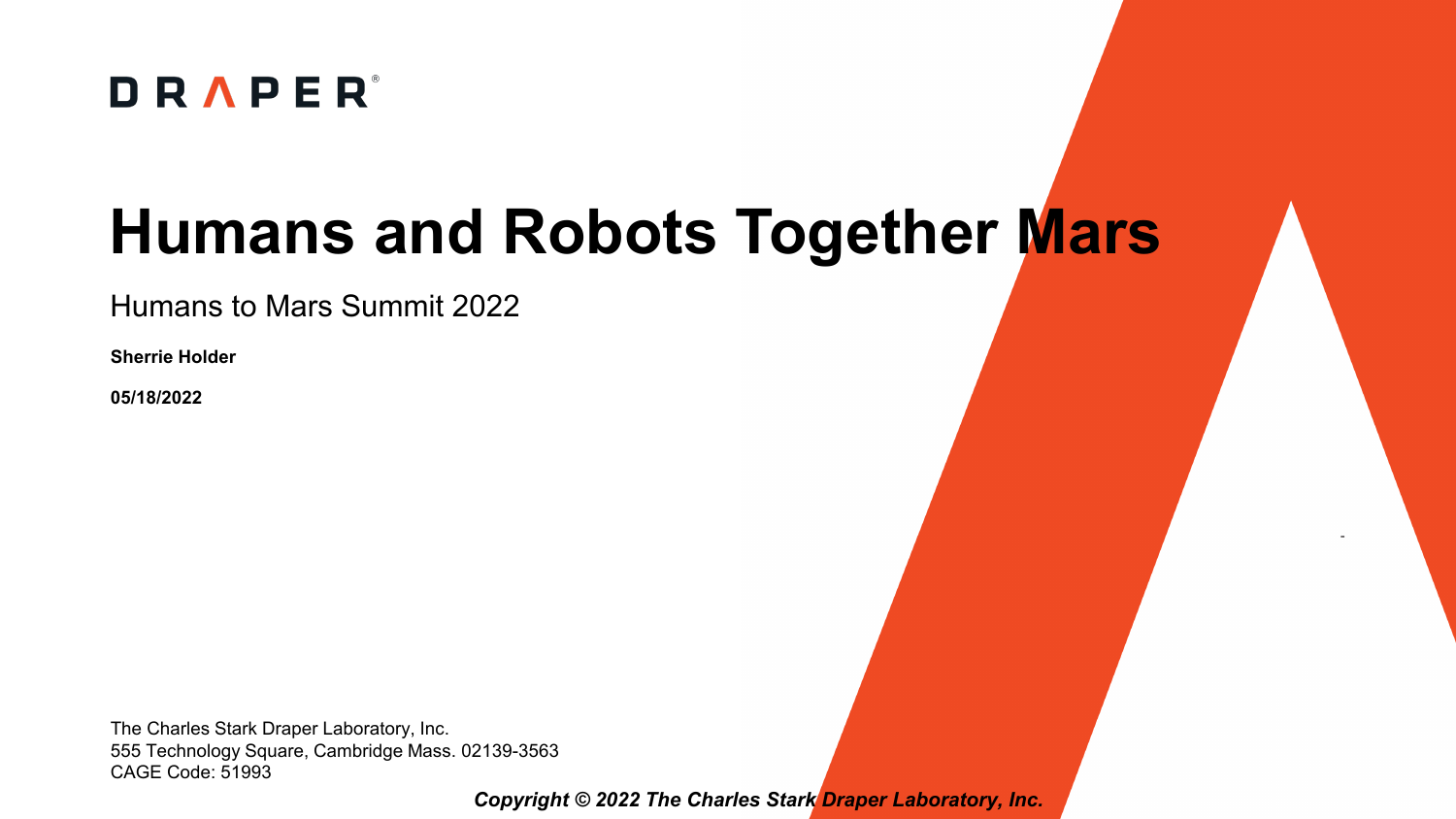DRAPER®

# Humans and Robots Together Mars

Humans to Mars Summit 2022

**Sherrie Holder**

**05/18/2022**

The Charles Stark Draper Laboratory, Inc.
555 Technology Square, Cambridge Mass. 02139-3563
CAGE Code: 51993

***Copyright © 2022 The Charles Stark Draper Laboratory, Inc.***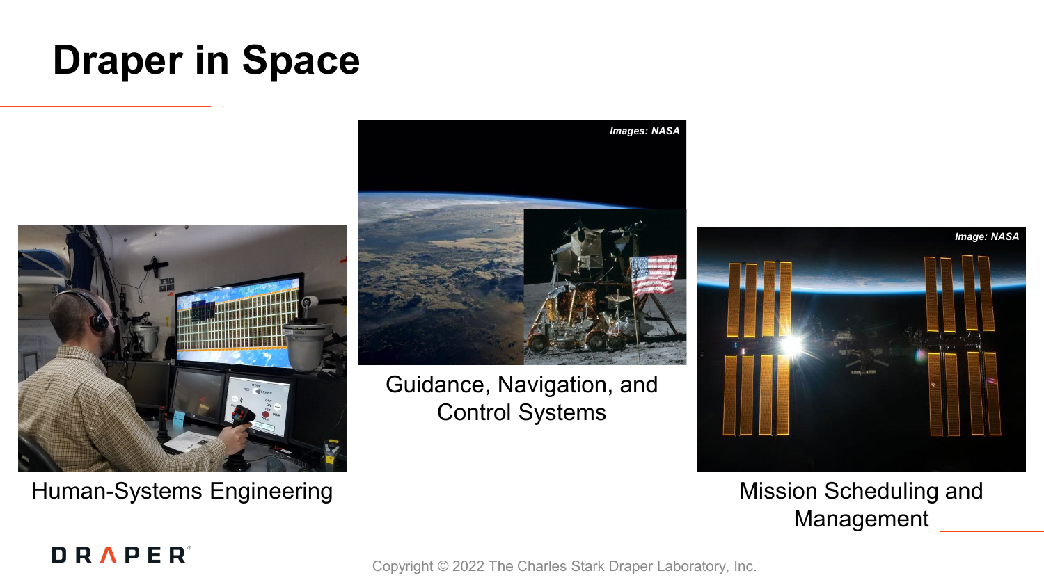# Draper in Space

Images: NASA

Human-Systems Engineering

Guidance, Navigation, and Control Systems

Image: NASA

Mission Scheduling and Management

Copyright © 2022 The Charles Stark Draper Laboratory, Inc.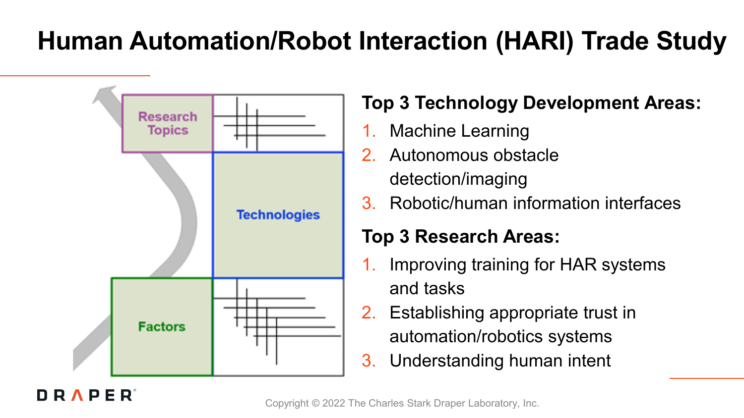# Human Automation/Robot Interaction (HARI) Trade Study

Research Topics

Technologies

Factors

**Top 3 Technology Development Areas:**

1. Machine Learning
2. Autonomous obstacle detection/imaging
3. Robotic/human information interfaces

**Top 3 Research Areas:**

1. Improving training for HAR systems and tasks
2. Establishing appropriate trust in automation/robotics systems
3. Understanding human intent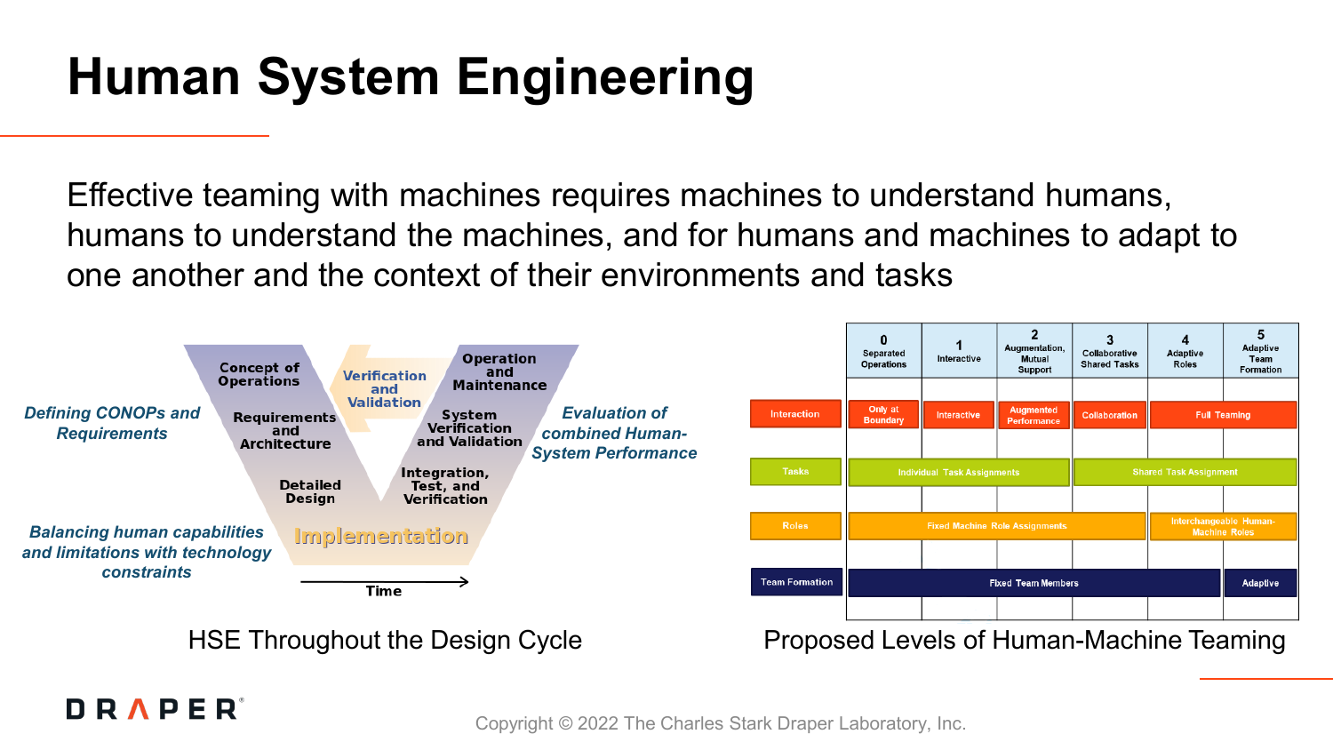# Human System Engineering

Effective teaming with machines requires machines to understand humans, humans to understand the machines, and for humans and machines to adapt to one another and the context of their environments and tasks

*Defining CONOPs and Requirements*

*Balancing human capabilities and limitations with technology constraints*

*Evaluation of combined Human-System Performance*

Concept of Operations → Requirements and Architecture → Detailed Design → Implementation → Integration, Test, and Verification → System Verification and Validation → Operation and Maintenance

Verification and Validation

Time →

HSE Throughout the Design Cycle

| | 0 Separated Operations | 1 Interactive | 2 Augmentation, Mutual Support | 3 Collaborative Shared Tasks | 4 Adaptive Roles | 5 Adaptive Team Formation |
|---|---|---|---|---|---|---|
| Interaction | Only at Boundary | Interactive | Augmented Performance | Collaboration | Full Teaming | |
| Tasks | Individual Task Assignments | | | Shared Task Assignment | | |
| Roles | Fixed Machine Role Assignments | | | | Interchangeable Human-Machine Roles | |
| Team Formation | Fixed Team Members | | | | | Adaptive |

Proposed Levels of Human-Machine Teaming

Copyright © 2022 The Charles Stark Draper Laboratory, Inc.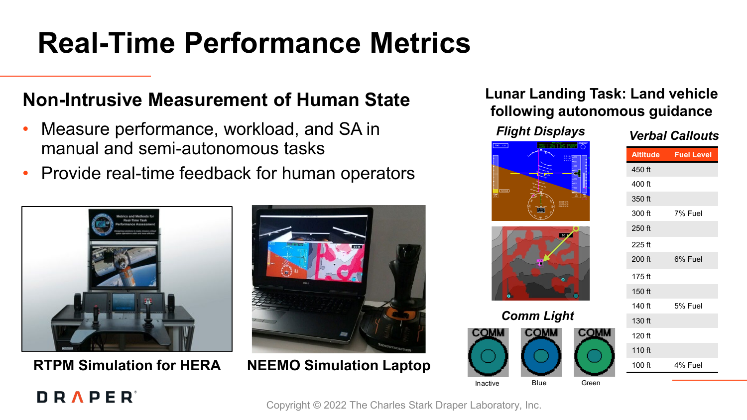# Real-Time Performance Metrics

## Non-Intrusive Measurement of Human State

- Measure performance, workload, and SA in manual and semi-autonomous tasks
- Provide real-time feedback for human operators

**RTPM Simulation for HERA**

**NEEMO Simulation Laptop**

## Lunar Landing Task: Land vehicle following autonomous guidance

***Flight Displays***

***Comm Light***

Inactive — Blue — Green

***Verbal Callouts***

| Altitude | Fuel Level |
|---|---|
| 450 ft | |
| 400 ft | |
| 350 ft | |
| 300 ft | 7% Fuel |
| 250 ft | |
| 225 ft | |
| 200 ft | 6% Fuel |
| 175 ft | |
| 150 ft | |
| 140 ft | 5% Fuel |
| 130 ft | |
| 120 ft | |
| 110 ft | |
| 100 ft | 4% Fuel |

DRAPER

Copyright © 2022 The Charles Stark Draper Laboratory, Inc.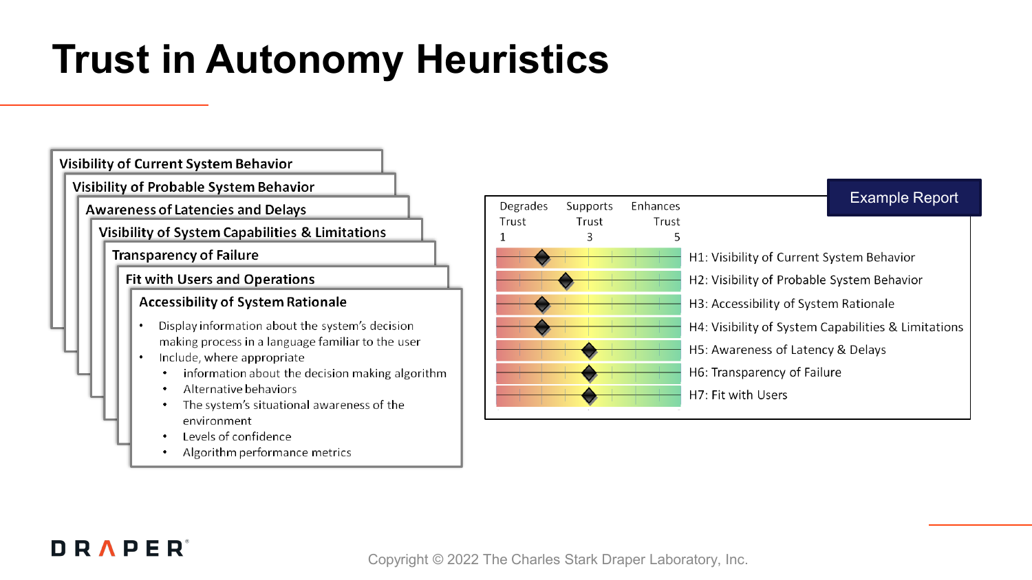# Trust in Autonomy Heuristics

Visibility of Current System Behavior

Visibility of Probable System Behavior

Awareness of Latencies and Delays

Visibility of System Capabilities & Limitations

Transparency of Failure

Fit with Users and Operations

**Accessibility of System Rationale**

- Display information about the system's decision making process in a language familiar to the user
- Include, where appropriate
  - information about the decision making algorithm
  - Alternative behaviors
  - The system's situational awareness of the environment
  - Levels of confidence
  - Algorithm performance metrics

Example Report

Degrades Trust 1

Supports Trust 3

Enhances Trust 5

H1: Visibility of Current System Behavior

H2: Visibility of Probable System Behavior

H3: Accessibility of System Rationale

H4: Visibility of System Capabilities & Limitations

H5: Awareness of Latency & Delays

H6: Transparency of Failure

H7: Fit with Users